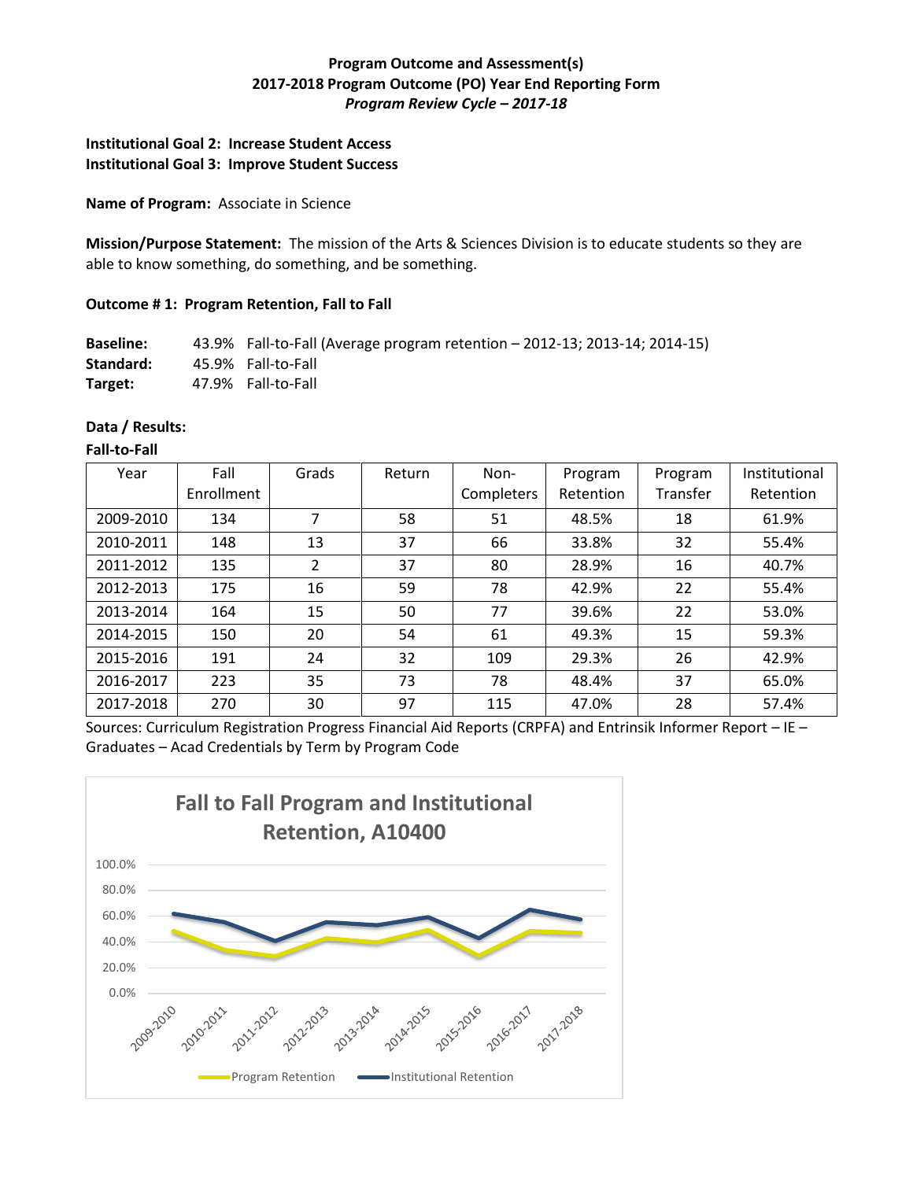**Program Outcome and Assessment(s)**
**2017-2018 Program Outcome (PO) Year End Reporting Form**
***Program Review Cycle – 2017-18***

**Institutional Goal 2: Increase Student Access**
**Institutional Goal 3: Improve Student Success**

**Name of Program:** Associate in Science

**Mission/Purpose Statement:** The mission of the Arts & Sciences Division is to educate students so they are able to know something, do something, and be something.

**Outcome # 1: Program Retention, Fall to Fall**

**Baseline:** 43.9% Fall-to-Fall (Average program retention – 2012-13; 2013-14; 2014-15)
**Standard:** 45.9% Fall-to-Fall
**Target:** 47.9% Fall-to-Fall

**Data / Results:**

**Fall-to-Fall**

| Year | Fall Enrollment | Grads | Return | Non-Completers | Program Retention | Program Transfer | Institutional Retention |
|---|---|---|---|---|---|---|---|
| 2009-2010 | 134 | 7 | 58 | 51 | 48.5% | 18 | 61.9% |
| 2010-2011 | 148 | 13 | 37 | 66 | 33.8% | 32 | 55.4% |
| 2011-2012 | 135 | 2 | 37 | 80 | 28.9% | 16 | 40.7% |
| 2012-2013 | 175 | 16 | 59 | 78 | 42.9% | 22 | 55.4% |
| 2013-2014 | 164 | 15 | 50 | 77 | 39.6% | 22 | 53.0% |
| 2014-2015 | 150 | 20 | 54 | 61 | 49.3% | 15 | 59.3% |
| 2015-2016 | 191 | 24 | 32 | 109 | 29.3% | 26 | 42.9% |
| 2016-2017 | 223 | 35 | 73 | 78 | 48.4% | 37 | 65.0% |
| 2017-2018 | 270 | 30 | 97 | 115 | 47.0% | 28 | 57.4% |

Sources: Curriculum Registration Progress Financial Aid Reports (CRPFA) and Entrinsik Informer Report – IE – Graduates – Acad Credentials by Term by Program Code

**Fall to Fall Program and Institutional Retention, A10400**

| Year | Program Retention | Institutional Retention |
|---|---|---|
| 2009-2010 | 48.5% | 61.9% |
| 2010-2011 | 33.8% | 55.4% |
| 2011-2012 | 28.9% | 40.7% |
| 2012-2013 | 42.9% | 55.4% |
| 2013-2014 | 39.6% | 53.0% |
| 2014-2015 | 49.3% | 59.3% |
| 2015-2016 | 29.3% | 42.9% |
| 2016-2017 | 48.4% | 65.0% |
| 2017-2018 | 47.0% | 57.4% |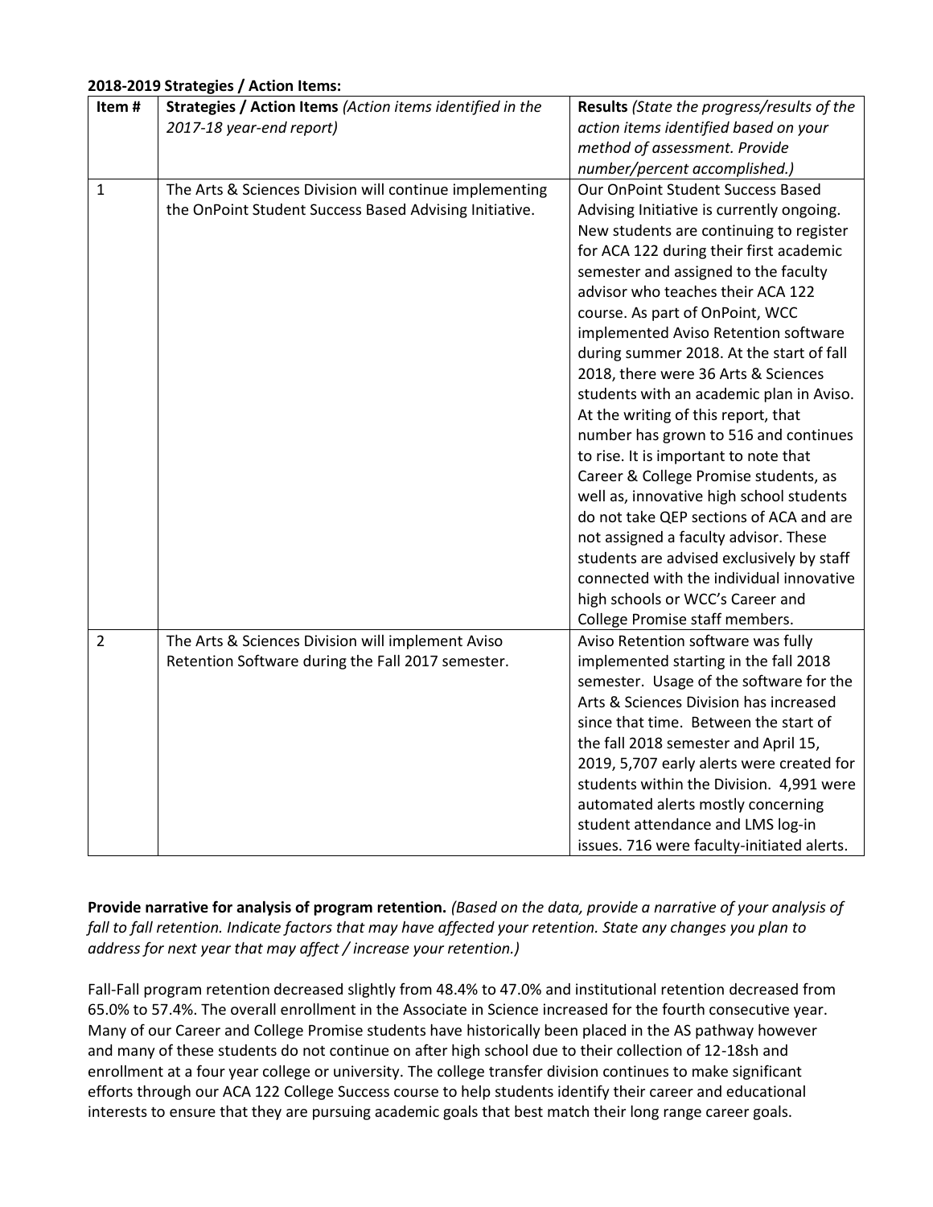**2018-2019 Strategies / Action Items:**

| Item # | Strategies / Action Items *(Action items identified in the 2017-18 year-end report)* | Results *(State the progress/results of the action items identified based on your method of assessment. Provide number/percent accomplished.)* |
|---|---|---|
| 1 | The Arts & Sciences Division will continue implementing the OnPoint Student Success Based Advising Initiative. | Our OnPoint Student Success Based Advising Initiative is currently ongoing. New students are continuing to register for ACA 122 during their first academic semester and assigned to the faculty advisor who teaches their ACA 122 course. As part of OnPoint, WCC implemented Aviso Retention software during summer 2018. At the start of fall 2018, there were 36 Arts & Sciences students with an academic plan in Aviso. At the writing of this report, that number has grown to 516 and continues to rise. It is important to note that Career & College Promise students, as well as, innovative high school students do not take QEP sections of ACA and are not assigned a faculty advisor. These students are advised exclusively by staff connected with the individual innovative high schools or WCC's Career and College Promise staff members. |
| 2 | The Arts & Sciences Division will implement Aviso Retention Software during the Fall 2017 semester. | Aviso Retention software was fully implemented starting in the fall 2018 semester. Usage of the software for the Arts & Sciences Division has increased since that time. Between the start of the fall 2018 semester and April 15, 2019, 5,707 early alerts were created for students within the Division. 4,991 were automated alerts mostly concerning student attendance and LMS log-in issues. 716 were faculty-initiated alerts. |

**Provide narrative for analysis of program retention.** *(Based on the data, provide a narrative of your analysis of fall to fall retention. Indicate factors that may have affected your retention. State any changes you plan to address for next year that may affect / increase your retention.)*

Fall-Fall program retention decreased slightly from 48.4% to 47.0% and institutional retention decreased from 65.0% to 57.4%. The overall enrollment in the Associate in Science increased for the fourth consecutive year. Many of our Career and College Promise students have historically been placed in the AS pathway however and many of these students do not continue on after high school due to their collection of 12-18sh and enrollment at a four year college or university. The college transfer division continues to make significant efforts through our ACA 122 College Success course to help students identify their career and educational interests to ensure that they are pursuing academic goals that best match their long range career goals.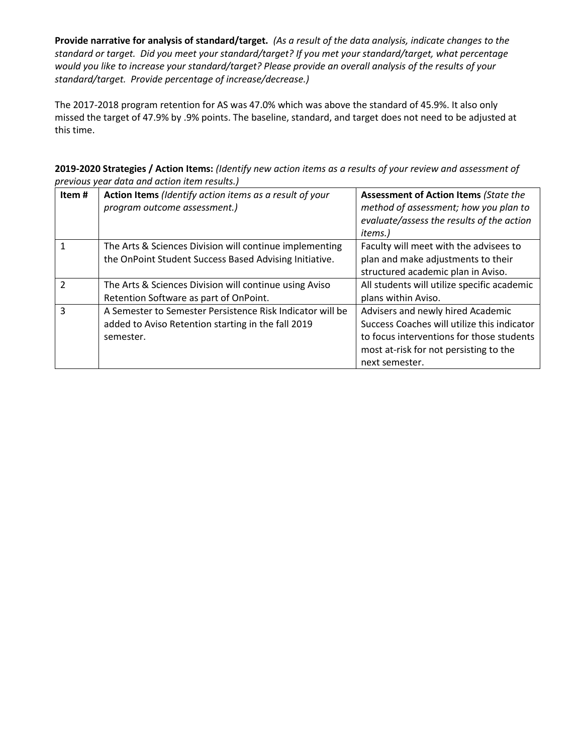**Provide narrative for analysis of standard/target.** *(As a result of the data analysis, indicate changes to the standard or target. Did you meet your standard/target? If you met your standard/target, what percentage would you like to increase your standard/target? Please provide an overall analysis of the results of your standard/target. Provide percentage of increase/decrease.)*

The 2017-2018 program retention for AS was 47.0% which was above the standard of 45.9%. It also only missed the target of 47.9% by .9% points. The baseline, standard, and target does not need to be adjusted at this time.

**2019-2020 Strategies / Action Items:** *(Identify new action items as a results of your review and assessment of previous year data and action item results.)*

| Item # | **Action Items** *(Identify action items as a result of your program outcome assessment.)* | **Assessment of Action Items** *(State the method of assessment; how you plan to evaluate/assess the results of the action items.)* |
|---|---|---|
| 1 | The Arts & Sciences Division will continue implementing the OnPoint Student Success Based Advising Initiative. | Faculty will meet with the advisees to plan and make adjustments to their structured academic plan in Aviso. |
| 2 | The Arts & Sciences Division will continue using Aviso Retention Software as part of OnPoint. | All students will utilize specific academic plans within Aviso. |
| 3 | A Semester to Semester Persistence Risk Indicator will be added to Aviso Retention starting in the fall 2019 semester. | Advisers and newly hired Academic Success Coaches will utilize this indicator to focus interventions for those students most at-risk for not persisting to the next semester. |